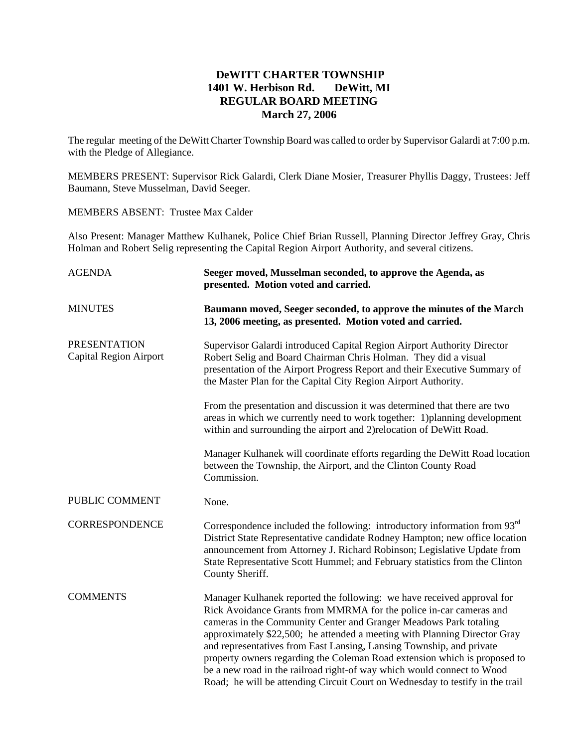**DeWITT CHARTER TOWNSHIP**
**1401 W. Herbison Rd. DeWitt, MI**
**REGULAR BOARD MEETING**
**March 27, 2006**

The regular meeting of the DeWitt Charter Township Board was called to order by Supervisor Galardi at 7:00 p.m. with the Pledge of Allegiance.

MEMBERS PRESENT: Supervisor Rick Galardi, Clerk Diane Mosier, Treasurer Phyllis Daggy, Trustees: Jeff Baumann, Steve Musselman, David Seeger.

MEMBERS ABSENT: Trustee Max Calder

Also Present: Manager Matthew Kulhanek, Police Chief Brian Russell, Planning Director Jeffrey Gray, Chris Holman and Robert Selig representing the Capital Region Airport Authority, and several citizens.

AGENDA

**Seeger moved, Musselman seconded, to approve the Agenda, as presented. Motion voted and carried.**

MINUTES

**Baumann moved, Seeger seconded, to approve the minutes of the March 13, 2006 meeting, as presented. Motion voted and carried.**

PRESENTATION
Capital Region Airport

Supervisor Galardi introduced Capital Region Airport Authority Director Robert Selig and Board Chairman Chris Holman. They did a visual presentation of the Airport Progress Report and their Executive Summary of the Master Plan for the Capital City Region Airport Authority.

From the presentation and discussion it was determined that there are two areas in which we currently need to work together: 1)planning development within and surrounding the airport and 2)relocation of DeWitt Road.

Manager Kulhanek will coordinate efforts regarding the DeWitt Road location between the Township, the Airport, and the Clinton County Road Commission.

PUBLIC COMMENT

None.

CORRESPONDENCE

Correspondence included the following: introductory information from 93rd District State Representative candidate Rodney Hampton; new office location announcement from Attorney J. Richard Robinson; Legislative Update from State Representative Scott Hummel; and February statistics from the Clinton County Sheriff.

COMMENTS

Manager Kulhanek reported the following: we have received approval for Rick Avoidance Grants from MMRMA for the police in-car cameras and cameras in the Community Center and Granger Meadows Park totaling approximately $22,500; he attended a meeting with Planning Director Gray and representatives from East Lansing, Lansing Township, and private property owners regarding the Coleman Road extension which is proposed to be a new road in the railroad right-of way which would connect to Wood Road; he will be attending Circuit Court on Wednesday to testify in the trail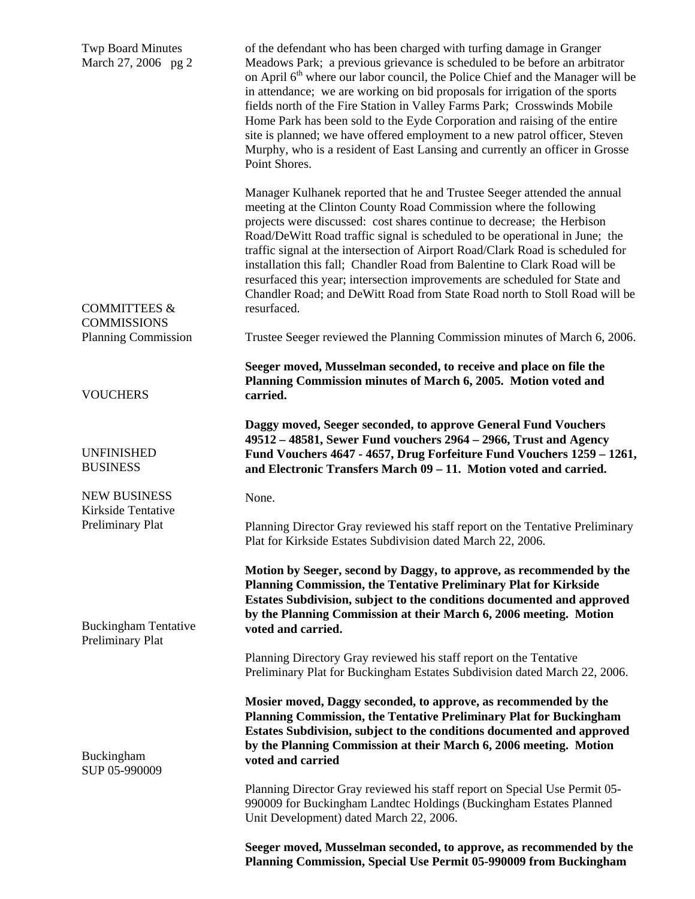of the defendant who has been charged with turfing damage in Granger Meadows Park; a previous grievance is scheduled to be before an arbitrator on April 6th where our labor council, the Police Chief and the Manager will be in attendance; we are working on bid proposals for irrigation of the sports fields north of the Fire Station in Valley Farms Park; Crosswinds Mobile Home Park has been sold to the Eyde Corporation and raising of the entire site is planned; we have offered employment to a new patrol officer, Steven Murphy, who is a resident of East Lansing and currently an officer in Grosse Point Shores.

Manager Kulhanek reported that he and Trustee Seeger attended the annual meeting at the Clinton County Road Commission where the following projects were discussed: cost shares continue to decrease; the Herbison Road/DeWitt Road traffic signal is scheduled to be operational in June; the traffic signal at the intersection of Airport Road/Clark Road is scheduled for installation this fall; Chandler Road from Balentine to Clark Road will be resurfaced this year; intersection improvements are scheduled for State and Chandler Road; and DeWitt Road from State Road north to Stoll Road will be resurfaced.

## COMMITTEES & COMMISSIONS

### Planning Commission

Trustee Seeger reviewed the Planning Commission minutes of March 6, 2006.

**Seeger moved, Musselman seconded, to receive and place on file the Planning Commission minutes of March 6, 2005. Motion voted and carried.**

## VOUCHERS

**Daggy moved, Seeger seconded, to approve General Fund Vouchers 49512 – 48581, Sewer Fund vouchers 2964 – 2966, Trust and Agency Fund Vouchers 4647 - 4657, Drug Forfeiture Fund Vouchers 1259 – 1261, and Electronic Transfers March 09 – 11. Motion voted and carried.**

## UNFINISHED BUSINESS

None.

## NEW BUSINESS

### Kirkside Tentative Preliminary Plat

Planning Director Gray reviewed his staff report on the Tentative Preliminary Plat for Kirkside Estates Subdivision dated March 22, 2006.

**Motion by Seeger, second by Daggy, to approve, as recommended by the Planning Commission, the Tentative Preliminary Plat for Kirkside Estates Subdivision, subject to the conditions documented and approved by the Planning Commission at their March 6, 2006 meeting. Motion voted and carried.**

### Buckingham Tentative Preliminary Plat

Planning Directory Gray reviewed his staff report on the Tentative Preliminary Plat for Buckingham Estates Subdivision dated March 22, 2006.

**Mosier moved, Daggy seconded, to approve, as recommended by the Planning Commission, the Tentative Preliminary Plat for Buckingham Estates Subdivision, subject to the conditions documented and approved by the Planning Commission at their March 6, 2006 meeting. Motion voted and carried**

### Buckingham SUP 05-990009

Planning Director Gray reviewed his staff report on Special Use Permit 05-990009 for Buckingham Landtec Holdings (Buckingham Estates Planned Unit Development) dated March 22, 2006.

**Seeger moved, Musselman seconded, to approve, as recommended by the Planning Commission, Special Use Permit 05-990009 from Buckingham**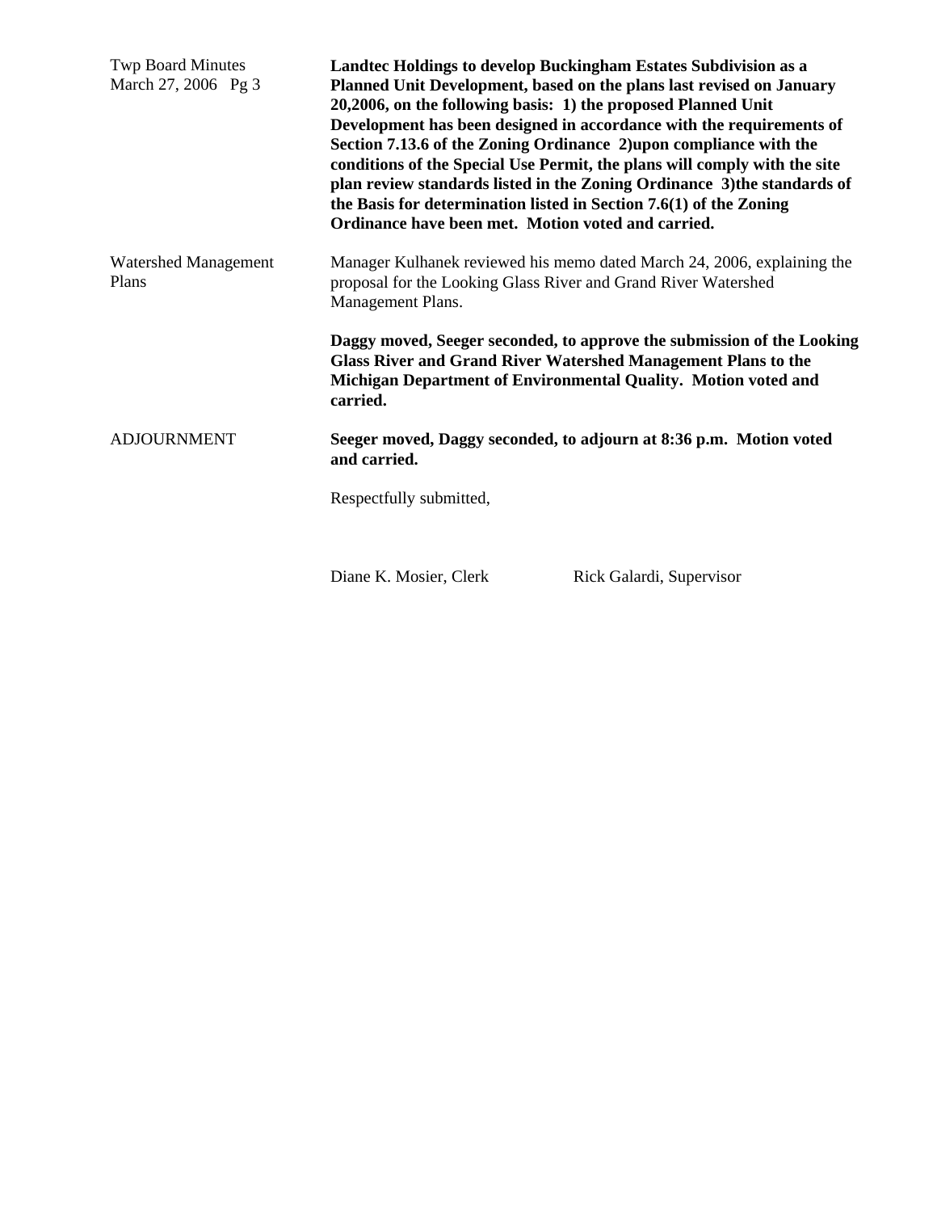**Landtec Holdings to develop Buckingham Estates Subdivision as a Planned Unit Development, based on the plans last revised on January 20,2006, on the following basis: 1) the proposed Planned Unit Development has been designed in accordance with the requirements of Section 7.13.6 of the Zoning Ordinance 2)upon compliance with the conditions of the Special Use Permit, the plans will comply with the site plan review standards listed in the Zoning Ordinance 3)the standards of the Basis for determination listed in Section 7.6(1) of the Zoning Ordinance have been met. Motion voted and carried.**

Watershed Management Plans

Manager Kulhanek reviewed his memo dated March 24, 2006, explaining the proposal for the Looking Glass River and Grand River Watershed Management Plans.

**Daggy moved, Seeger seconded, to approve the submission of the Looking Glass River and Grand River Watershed Management Plans to the Michigan Department of Environmental Quality. Motion voted and carried.**

ADJOURNMENT

**Seeger moved, Daggy seconded, to adjourn at 8:36 p.m. Motion voted and carried.**

Respectfully submitted,

Diane K. Mosier, Clerk

Rick Galardi, Supervisor